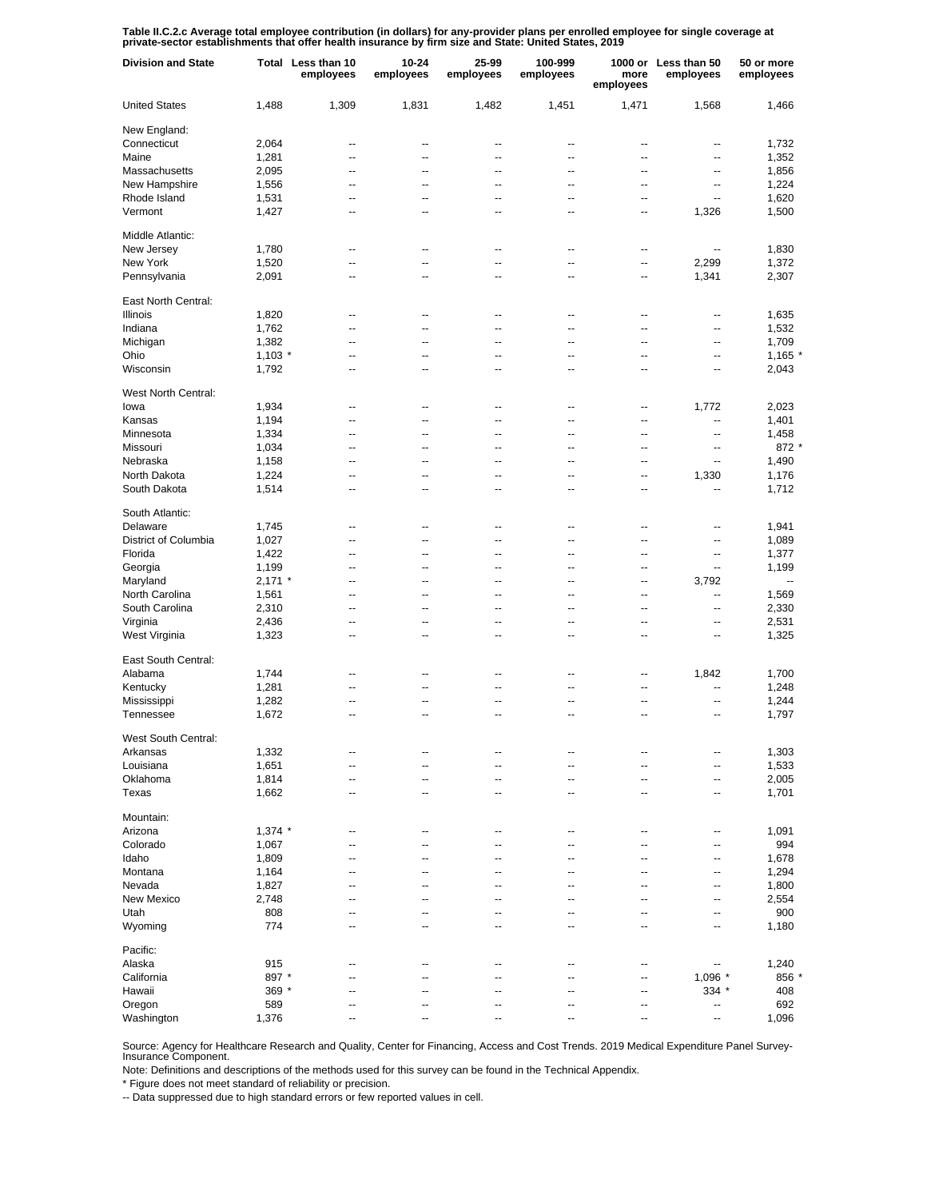**Table II.C.2.c Average total employee contribution (in dollars) for any-provider plans per enrolled employee for single coverage at private-sector establishments that offer health insurance by firm size and State: United States, 2019**

| Division and State | Total | Less than 10 employees | 10-24 employees | 25-99 employees | 100-999 employees | 1000 or more employees | Less than 50 employees | 50 or more employees |
|---|---|---|---|---|---|---|---|---|
| United States | 1,488 | 1,309 | 1,831 | 1,482 | 1,451 | 1,471 | 1,568 | 1,466 |
| New England: | | | | | | | | |
| Connecticut | 2,064 | -- | -- | -- | -- | -- | -- | 1,732 |
| Maine | 1,281 | -- | -- | -- | -- | -- | -- | 1,352 |
| Massachusetts | 2,095 | -- | -- | -- | -- | -- | -- | 1,856 |
| New Hampshire | 1,556 | -- | -- | -- | -- | -- | -- | 1,224 |
| Rhode Island | 1,531 | -- | -- | -- | -- | -- | -- | 1,620 |
| Vermont | 1,427 | -- | -- | -- | -- | -- | 1,326 | 1,500 |
| Middle Atlantic: | | | | | | | | |
| New Jersey | 1,780 | -- | -- | -- | -- | -- | -- | 1,830 |
| New York | 1,520 | -- | -- | -- | -- | -- | 2,299 | 1,372 |
| Pennsylvania | 2,091 | -- | -- | -- | -- | -- | 1,341 | 2,307 |
| East North Central: | | | | | | | | |
| Illinois | 1,820 | -- | -- | -- | -- | -- | -- | 1,635 |
| Indiana | 1,762 | -- | -- | -- | -- | -- | -- | 1,532 |
| Michigan | 1,382 | -- | -- | -- | -- | -- | -- | 1,709 |
| Ohio | 1,103 * | -- | -- | -- | -- | -- | -- | 1,165 * |
| Wisconsin | 1,792 | -- | -- | -- | -- | -- | -- | 2,043 |
| West North Central: | | | | | | | | |
| Iowa | 1,934 | -- | -- | -- | -- | -- | 1,772 | 2,023 |
| Kansas | 1,194 | -- | -- | -- | -- | -- | -- | 1,401 |
| Minnesota | 1,334 | -- | -- | -- | -- | -- | -- | 1,458 |
| Missouri | 1,034 | -- | -- | -- | -- | -- | -- | 872 * |
| Nebraska | 1,158 | -- | -- | -- | -- | -- | -- | 1,490 |
| North Dakota | 1,224 | -- | -- | -- | -- | -- | 1,330 | 1,176 |
| South Dakota | 1,514 | -- | -- | -- | -- | -- | -- | 1,712 |
| South Atlantic: | | | | | | | | |
| Delaware | 1,745 | -- | -- | -- | -- | -- | -- | 1,941 |
| District of Columbia | 1,027 | -- | -- | -- | -- | -- | -- | 1,089 |
| Florida | 1,422 | -- | -- | -- | -- | -- | -- | 1,377 |
| Georgia | 1,199 | -- | -- | -- | -- | -- | -- | 1,199 |
| Maryland | 2,171 * | -- | -- | -- | -- | -- | 3,792 | -- |
| North Carolina | 1,561 | -- | -- | -- | -- | -- | -- | 1,569 |
| South Carolina | 2,310 | -- | -- | -- | -- | -- | -- | 2,330 |
| Virginia | 2,436 | -- | -- | -- | -- | -- | -- | 2,531 |
| West Virginia | 1,323 | -- | -- | -- | -- | -- | -- | 1,325 |
| East South Central: | | | | | | | | |
| Alabama | 1,744 | -- | -- | -- | -- | -- | 1,842 | 1,700 |
| Kentucky | 1,281 | -- | -- | -- | -- | -- | -- | 1,248 |
| Mississippi | 1,282 | -- | -- | -- | -- | -- | -- | 1,244 |
| Tennessee | 1,672 | -- | -- | -- | -- | -- | -- | 1,797 |
| West South Central: | | | | | | | | |
| Arkansas | 1,332 | -- | -- | -- | -- | -- | -- | 1,303 |
| Louisiana | 1,651 | -- | -- | -- | -- | -- | -- | 1,533 |
| Oklahoma | 1,814 | -- | -- | -- | -- | -- | -- | 2,005 |
| Texas | 1,662 | -- | -- | -- | -- | -- | -- | 1,701 |
| Mountain: | | | | | | | | |
| Arizona | 1,374 * | -- | -- | -- | -- | -- | -- | 1,091 |
| Colorado | 1,067 | -- | -- | -- | -- | -- | -- | 994 |
| Idaho | 1,809 | -- | -- | -- | -- | -- | -- | 1,678 |
| Montana | 1,164 | -- | -- | -- | -- | -- | -- | 1,294 |
| Nevada | 1,827 | -- | -- | -- | -- | -- | -- | 1,800 |
| New Mexico | 2,748 | -- | -- | -- | -- | -- | -- | 2,554 |
| Utah | 808 | -- | -- | -- | -- | -- | -- | 900 |
| Wyoming | 774 | -- | -- | -- | -- | -- | -- | 1,180 |
| Pacific: | | | | | | | | |
| Alaska | 915 | -- | -- | -- | -- | -- | -- | 1,240 |
| California | 897 * | -- | -- | -- | -- | -- | 1,096 * | 856 * |
| Hawaii | 369 * | -- | -- | -- | -- | -- | 334 * | 408 |
| Oregon | 589 | -- | -- | -- | -- | -- | -- | 692 |
| Washington | 1,376 | -- | -- | -- | -- | -- | -- | 1,096 |

Source: Agency for Healthcare Research and Quality, Center for Financing, Access and Cost Trends. 2019 Medical Expenditure Panel Survey-Insurance Component.

Note: Definitions and descriptions of the methods used for this survey can be found in the Technical Appendix.

* Figure does not meet standard of reliability or precision.

-- Data suppressed due to high standard errors or few reported values in cell.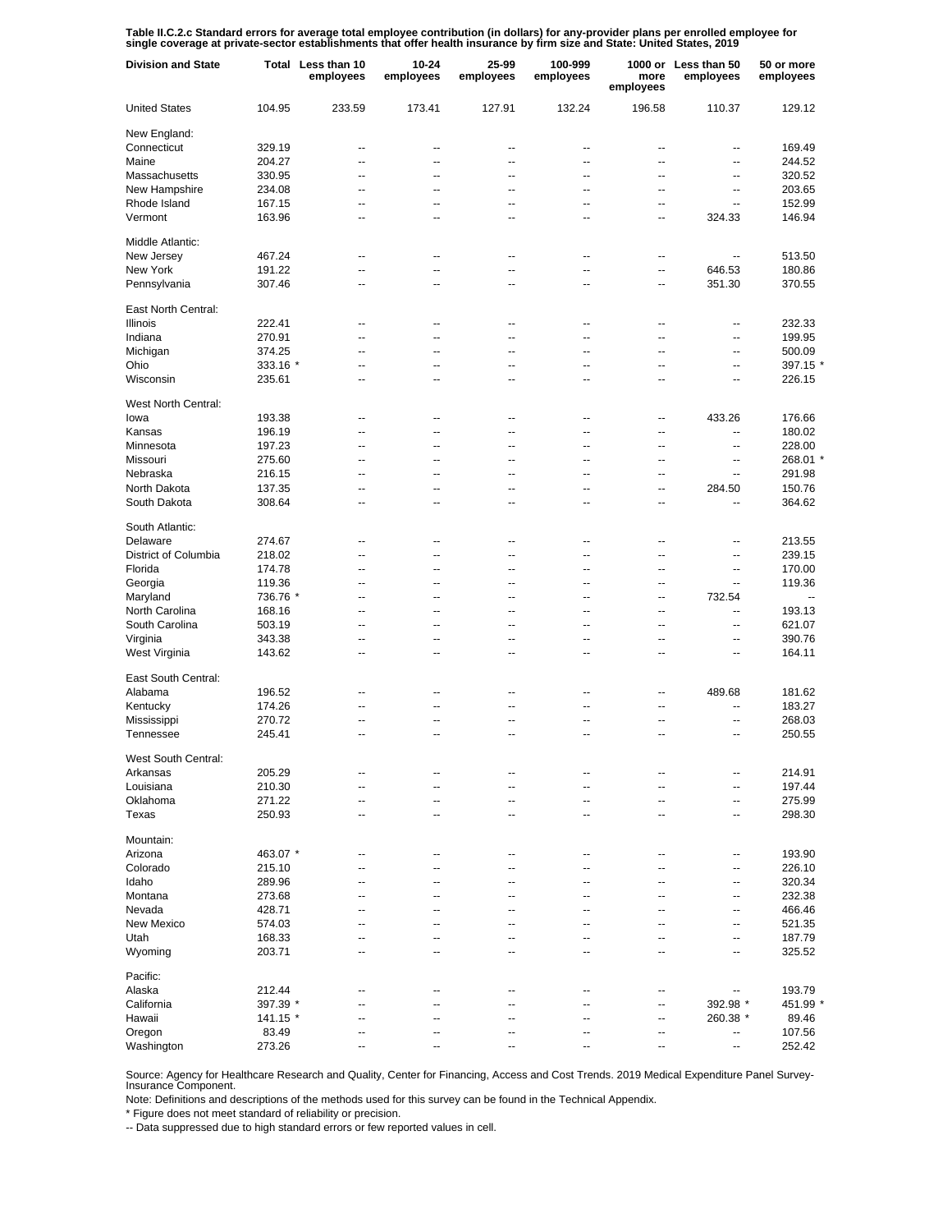**Table II.C.2.c Standard errors for average total employee contribution (in dollars) for any-provider plans per enrolled employee for single coverage at private-sector establishments that offer health insurance by firm size and State: United States, 2019**

| Division and State | Total | Less than 10 employees | 10-24 employees | 25-99 employees | 100-999 employees | 1000 or more employees | Less than 50 employees | 50 or more employees |
|---|---|---|---|---|---|---|---|---|
| United States | 104.95 | 233.59 | 173.41 | 127.91 | 132.24 | 196.58 | 110.37 | 129.12 |
| New England: | | | | | | | | |
| Connecticut | 329.19 | -- | -- | -- | -- | -- | -- | 169.49 |
| Maine | 204.27 | -- | -- | -- | -- | -- | -- | 244.52 |
| Massachusetts | 330.95 | -- | -- | -- | -- | -- | -- | 320.52 |
| New Hampshire | 234.08 | -- | -- | -- | -- | -- | -- | 203.65 |
| Rhode Island | 167.15 | -- | -- | -- | -- | -- | -- | 152.99 |
| Vermont | 163.96 | -- | -- | -- | -- | -- | 324.33 | 146.94 |
| Middle Atlantic: | | | | | | | | |
| New Jersey | 467.24 | -- | -- | -- | -- | -- | -- | 513.50 |
| New York | 191.22 | -- | -- | -- | -- | -- | 646.53 | 180.86 |
| Pennsylvania | 307.46 | -- | -- | -- | -- | -- | 351.30 | 370.55 |
| East North Central: | | | | | | | | |
| Illinois | 222.41 | -- | -- | -- | -- | -- | -- | 232.33 |
| Indiana | 270.91 | -- | -- | -- | -- | -- | -- | 199.95 |
| Michigan | 374.25 | -- | -- | -- | -- | -- | -- | 500.09 |
| Ohio | 333.16 * | -- | -- | -- | -- | -- | -- | 397.15 * |
| Wisconsin | 235.61 | -- | -- | -- | -- | -- | -- | 226.15 |
| West North Central: | | | | | | | | |
| Iowa | 193.38 | -- | -- | -- | -- | -- | 433.26 | 176.66 |
| Kansas | 196.19 | -- | -- | -- | -- | -- | -- | 180.02 |
| Minnesota | 197.23 | -- | -- | -- | -- | -- | -- | 228.00 |
| Missouri | 275.60 | -- | -- | -- | -- | -- | -- | 268.01 * |
| Nebraska | 216.15 | -- | -- | -- | -- | -- | -- | 291.98 |
| North Dakota | 137.35 | -- | -- | -- | -- | -- | 284.50 | 150.76 |
| South Dakota | 308.64 | -- | -- | -- | -- | -- | -- | 364.62 |
| South Atlantic: | | | | | | | | |
| Delaware | 274.67 | -- | -- | -- | -- | -- | -- | 213.55 |
| District of Columbia | 218.02 | -- | -- | -- | -- | -- | -- | 239.15 |
| Florida | 174.78 | -- | -- | -- | -- | -- | -- | 170.00 |
| Georgia | 119.36 | -- | -- | -- | -- | -- | -- | 119.36 |
| Maryland | 736.76 * | -- | -- | -- | -- | -- | 732.54 | -- |
| North Carolina | 168.16 | -- | -- | -- | -- | -- | -- | 193.13 |
| South Carolina | 503.19 | -- | -- | -- | -- | -- | -- | 621.07 |
| Virginia | 343.38 | -- | -- | -- | -- | -- | -- | 390.76 |
| West Virginia | 143.62 | -- | -- | -- | -- | -- | -- | 164.11 |
| East South Central: | | | | | | | | |
| Alabama | 196.52 | -- | -- | -- | -- | -- | 489.68 | 181.62 |
| Kentucky | 174.26 | -- | -- | -- | -- | -- | -- | 183.27 |
| Mississippi | 270.72 | -- | -- | -- | -- | -- | -- | 268.03 |
| Tennessee | 245.41 | -- | -- | -- | -- | -- | -- | 250.55 |
| West South Central: | | | | | | | | |
| Arkansas | 205.29 | -- | -- | -- | -- | -- | -- | 214.91 |
| Louisiana | 210.30 | -- | -- | -- | -- | -- | -- | 197.44 |
| Oklahoma | 271.22 | -- | -- | -- | -- | -- | -- | 275.99 |
| Texas | 250.93 | -- | -- | -- | -- | -- | -- | 298.30 |
| Mountain: | | | | | | | | |
| Arizona | 463.07 * | -- | -- | -- | -- | -- | -- | 193.90 |
| Colorado | 215.10 | -- | -- | -- | -- | -- | -- | 226.10 |
| Idaho | 289.96 | -- | -- | -- | -- | -- | -- | 320.34 |
| Montana | 273.68 | -- | -- | -- | -- | -- | -- | 232.38 |
| Nevada | 428.71 | -- | -- | -- | -- | -- | -- | 466.46 |
| New Mexico | 574.03 | -- | -- | -- | -- | -- | -- | 521.35 |
| Utah | 168.33 | -- | -- | -- | -- | -- | -- | 187.79 |
| Wyoming | 203.71 | -- | -- | -- | -- | -- | -- | 325.52 |
| Pacific: | | | | | | | | |
| Alaska | 212.44 | -- | -- | -- | -- | -- | -- | 193.79 |
| California | 397.39 * | -- | -- | -- | -- | -- | 392.98 * | 451.99 * |
| Hawaii | 141.15 * | -- | -- | -- | -- | -- | 260.38 * | 89.46 |
| Oregon | 83.49 | -- | -- | -- | -- | -- | -- | 107.56 |
| Washington | 273.26 | -- | -- | -- | -- | -- | -- | 252.42 |

Source: Agency for Healthcare Research and Quality, Center for Financing, Access and Cost Trends. 2019 Medical Expenditure Panel Survey-Insurance Component.

Note: Definitions and descriptions of the methods used for this survey can be found in the Technical Appendix.

* Figure does not meet standard of reliability or precision.

-- Data suppressed due to high standard errors or few reported values in cell.